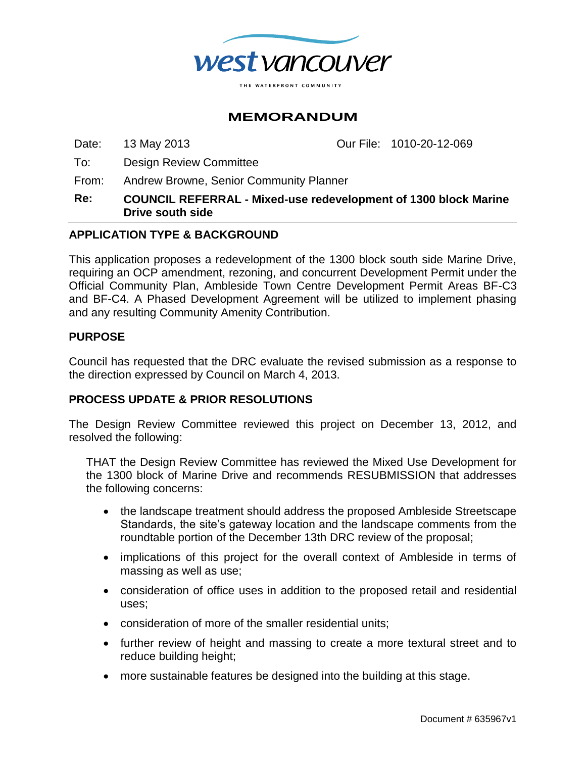west vancouver

THE WATERFRONT COMMUNITY

# MEMORANDUM

Date: 13 May 2013 Our File: 1010-20-12-069

To: Design Review Committee

From: Andrew Browne, Senior Community Planner

**Re: COUNCIL REFERRAL - Mixed-use redevelopment of 1300 block Marine Drive south side**

## APPLICATION TYPE & BACKGROUND

This application proposes a redevelopment of the 1300 block south side Marine Drive, requiring an OCP amendment, rezoning, and concurrent Development Permit under the Official Community Plan, Ambleside Town Centre Development Permit Areas BF-C3 and BF-C4. A Phased Development Agreement will be utilized to implement phasing and any resulting Community Amenity Contribution.

## PURPOSE

Council has requested that the DRC evaluate the revised submission as a response to the direction expressed by Council on March 4, 2013.

## PROCESS UPDATE & PRIOR RESOLUTIONS

The Design Review Committee reviewed this project on December 13, 2012, and resolved the following:

THAT the Design Review Committee has reviewed the Mixed Use Development for the 1300 block of Marine Drive and recommends RESUBMISSION that addresses the following concerns:

- the landscape treatment should address the proposed Ambleside Streetscape Standards, the site's gateway location and the landscape comments from the roundtable portion of the December 13th DRC review of the proposal;
- implications of this project for the overall context of Ambleside in terms of massing as well as use;
- consideration of office uses in addition to the proposed retail and residential uses;
- consideration of more of the smaller residential units;
- further review of height and massing to create a more textural street and to reduce building height;
- more sustainable features be designed into the building at this stage.

Document # 635967v1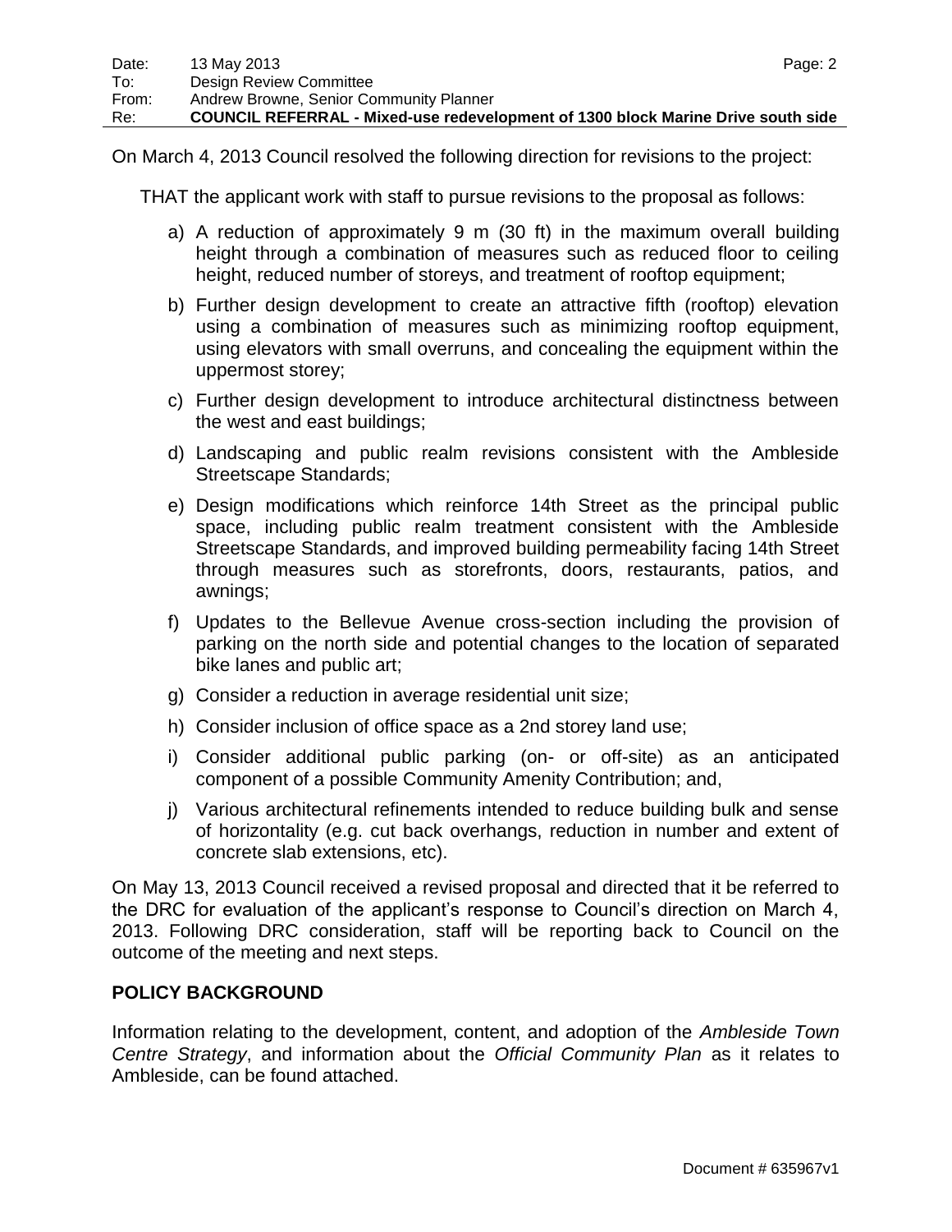On March 4, 2013 Council resolved the following direction for revisions to the project:

THAT the applicant work with staff to pursue revisions to the proposal as follows:

a) A reduction of approximately 9 m (30 ft) in the maximum overall building height through a combination of measures such as reduced floor to ceiling height, reduced number of storeys, and treatment of rooftop equipment;

b) Further design development to create an attractive fifth (rooftop) elevation using a combination of measures such as minimizing rooftop equipment, using elevators with small overruns, and concealing the equipment within the uppermost storey;

c) Further design development to introduce architectural distinctness between the west and east buildings;

d) Landscaping and public realm revisions consistent with the Ambleside Streetscape Standards;

e) Design modifications which reinforce 14th Street as the principal public space, including public realm treatment consistent with the Ambleside Streetscape Standards, and improved building permeability facing 14th Street through measures such as storefronts, doors, restaurants, patios, and awnings;

f) Updates to the Bellevue Avenue cross-section including the provision of parking on the north side and potential changes to the location of separated bike lanes and public art;

g) Consider a reduction in average residential unit size;

h) Consider inclusion of office space as a 2nd storey land use;

i) Consider additional public parking (on- or off-site) as an anticipated component of a possible Community Amenity Contribution; and,

j) Various architectural refinements intended to reduce building bulk and sense of horizontality (e.g. cut back overhangs, reduction in number and extent of concrete slab extensions, etc).

On May 13, 2013 Council received a revised proposal and directed that it be referred to the DRC for evaluation of the applicant's response to Council's direction on March 4, 2013. Following DRC consideration, staff will be reporting back to Council on the outcome of the meeting and next steps.

## POLICY BACKGROUND

Information relating to the development, content, and adoption of the *Ambleside Town Centre Strategy*, and information about the *Official Community Plan* as it relates to Ambleside, can be found attached.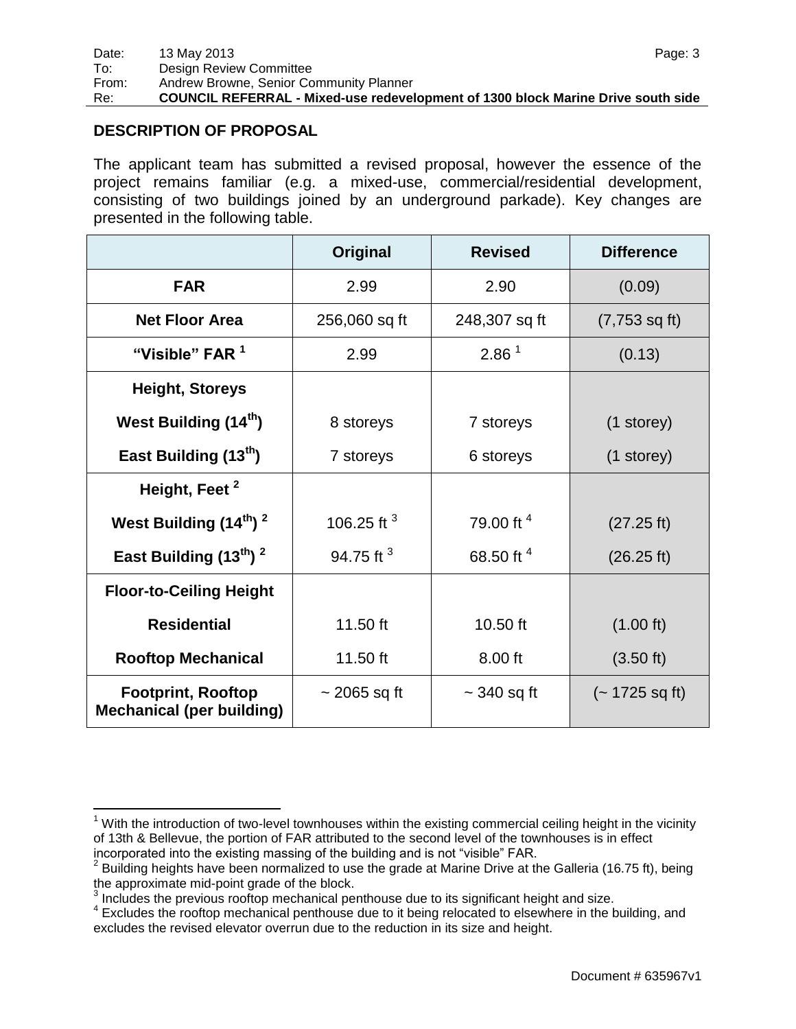## DESCRIPTION OF PROPOSAL

The applicant team has submitted a revised proposal, however the essence of the project remains familiar (e.g. a mixed-use, commercial/residential development, consisting of two buildings joined by an underground parkade). Key changes are presented in the following table.

| | Original | Revised | Difference |
|---|---|---|---|
| **FAR** | 2.99 | 2.90 | (0.09) |
| **Net Floor Area** | 256,060 sq ft | 248,307 sq ft | (7,753 sq ft) |
| **“Visible” FAR [1]** | 2.99 | 2.86 [1] | (0.13) |
| **Height, Storeys** | | | |
| **West Building (14th)** | 8 storeys | 7 storeys | (1 storey) |
| **East Building (13th)** | 7 storeys | 6 storeys | (1 storey) |
| **Height, Feet [2]** | | | |
| **West Building (14th) [2]** | 106.25 ft [3] | 79.00 ft [4] | (27.25 ft) |
| **East Building (13th) [2]** | 94.75 ft [3] | 68.50 ft [4] | (26.25 ft) |
| **Floor-to-Ceiling Height** | | | |
| **Residential** | 11.50 ft | 10.50 ft | (1.00 ft) |
| **Rooftop Mechanical** | 11.50 ft | 8.00 ft | (3.50 ft) |
| **Footprint, Rooftop Mechanical (per building)** | ~ 2065 sq ft | ~ 340 sq ft | (~ 1725 sq ft) |

[1] With the introduction of two-level townhouses within the existing commercial ceiling height in the vicinity of 13th & Bellevue, the portion of FAR attributed to the second level of the townhouses is in effect incorporated into the existing massing of the building and is not “visible” FAR.

[2] Building heights have been normalized to use the grade at Marine Drive at the Galleria (16.75 ft), being the approximate mid-point grade of the block.

[3] Includes the previous rooftop mechanical penthouse due to its significant height and size.

[4] Excludes the rooftop mechanical penthouse due to it being relocated to elsewhere in the building, and excludes the revised elevator overrun due to the reduction in its size and height.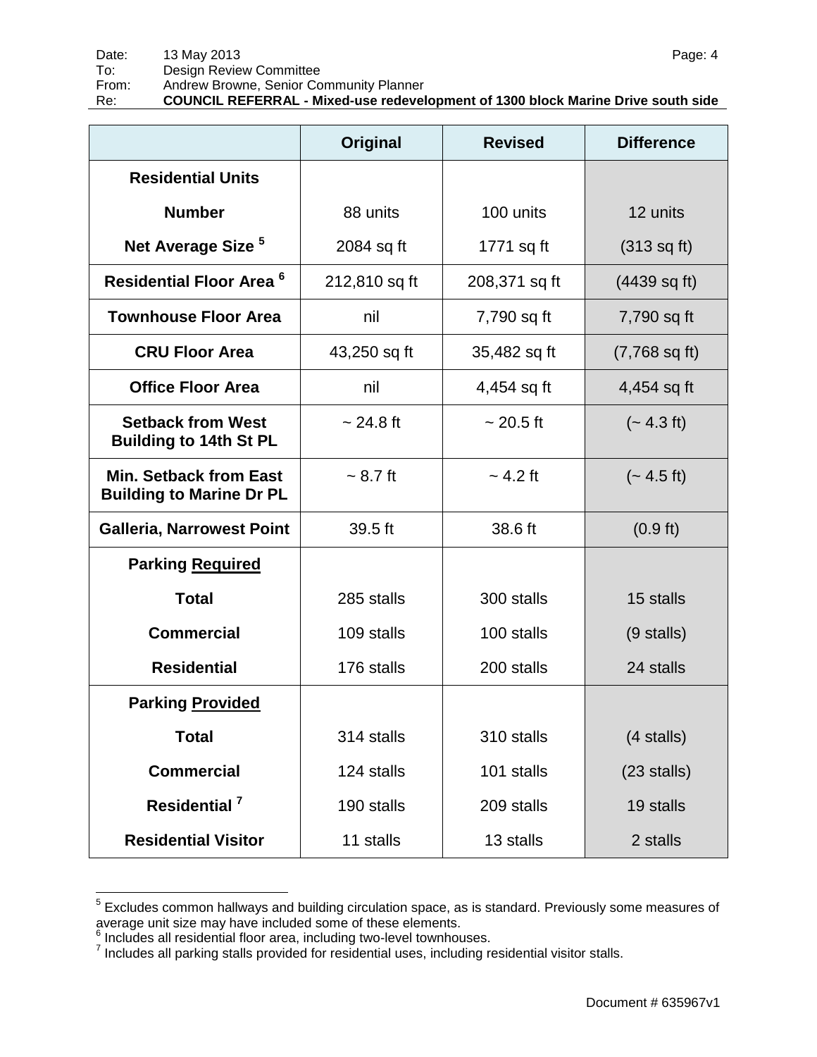| | Original | Revised | Difference |
|---|---|---|---|
| **Residential Units** | | | |
| **Number** | 88 units | 100 units | 12 units |
| **Net Average Size** [5] | 2084 sq ft | 1771 sq ft | (313 sq ft) |
| **Residential Floor Area** [6] | 212,810 sq ft | 208,371 sq ft | (4439 sq ft) |
| **Townhouse Floor Area** | nil | 7,790 sq ft | 7,790 sq ft |
| **CRU Floor Area** | 43,250 sq ft | 35,482 sq ft | (7,768 sq ft) |
| **Office Floor Area** | nil | 4,454 sq ft | 4,454 sq ft |
| **Setback from West Building to 14th St PL** | ~ 24.8 ft | ~ 20.5 ft | (~ 4.3 ft) |
| **Min. Setback from East Building to Marine Dr PL** | ~ 8.7 ft | ~ 4.2 ft | (~ 4.5 ft) |
| **Galleria, Narrowest Point** | 39.5 ft | 38.6 ft | (0.9 ft) |
| **Parking Required** | | | |
| **Total** | 285 stalls | 300 stalls | 15 stalls |
| **Commercial** | 109 stalls | 100 stalls | (9 stalls) |
| **Residential** | 176 stalls | 200 stalls | 24 stalls |
| **Parking Provided** | | | |
| **Total** | 314 stalls | 310 stalls | (4 stalls) |
| **Commercial** | 124 stalls | 101 stalls | (23 stalls) |
| **Residential** [7] | 190 stalls | 209 stalls | 19 stalls |
| **Residential Visitor** | 11 stalls | 13 stalls | 2 stalls |

[5] Excludes common hallways and building circulation space, as is standard. Previously some measures of average unit size may have included some of these elements.

[6] Includes all residential floor area, including two-level townhouses.

[7] Includes all parking stalls provided for residential uses, including residential visitor stalls.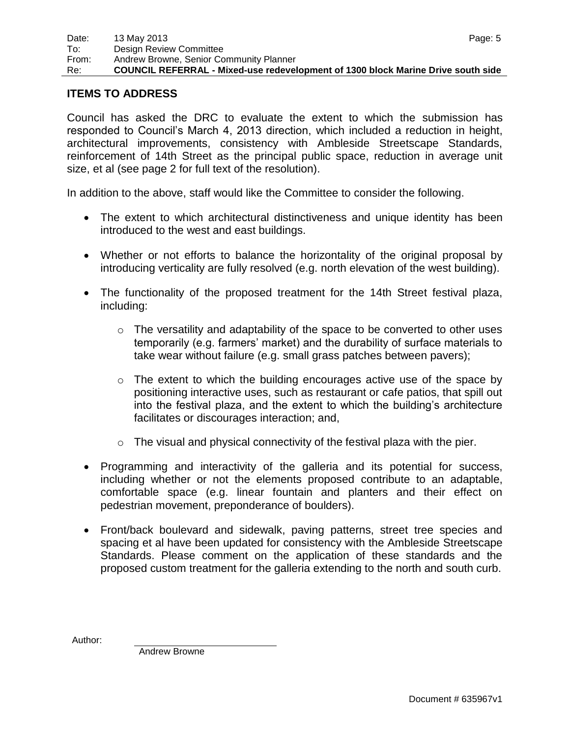## ITEMS TO ADDRESS

Council has asked the DRC to evaluate the extent to which the submission has responded to Council's March 4, 2013 direction, which included a reduction in height, architectural improvements, consistency with Ambleside Streetscape Standards, reinforcement of 14th Street as the principal public space, reduction in average unit size, et al (see page 2 for full text of the resolution).

In addition to the above, staff would like the Committee to consider the following.

- The extent to which architectural distinctiveness and unique identity has been introduced to the west and east buildings.
- Whether or not efforts to balance the horizontality of the original proposal by introducing verticality are fully resolved (e.g. north elevation of the west building).
- The functionality of the proposed treatment for the 14th Street festival plaza, including:
  - The versatility and adaptability of the space to be converted to other uses temporarily (e.g. farmers' market) and the durability of surface materials to take wear without failure (e.g. small grass patches between pavers);
  - The extent to which the building encourages active use of the space by positioning interactive uses, such as restaurant or cafe patios, that spill out into the festival plaza, and the extent to which the building's architecture facilitates or discourages interaction; and,
  - The visual and physical connectivity of the festival plaza with the pier.
- Programming and interactivity of the galleria and its potential for success, including whether or not the elements proposed contribute to an adaptable, comfortable space (e.g. linear fountain and planters and their effect on pedestrian movement, preponderance of boulders).
- Front/back boulevard and sidewalk, paving patterns, street tree species and spacing et al have been updated for consistency with the Ambleside Streetscape Standards. Please comment on the application of these standards and the proposed custom treatment for the galleria extending to the north and south curb.

Author:

Andrew Browne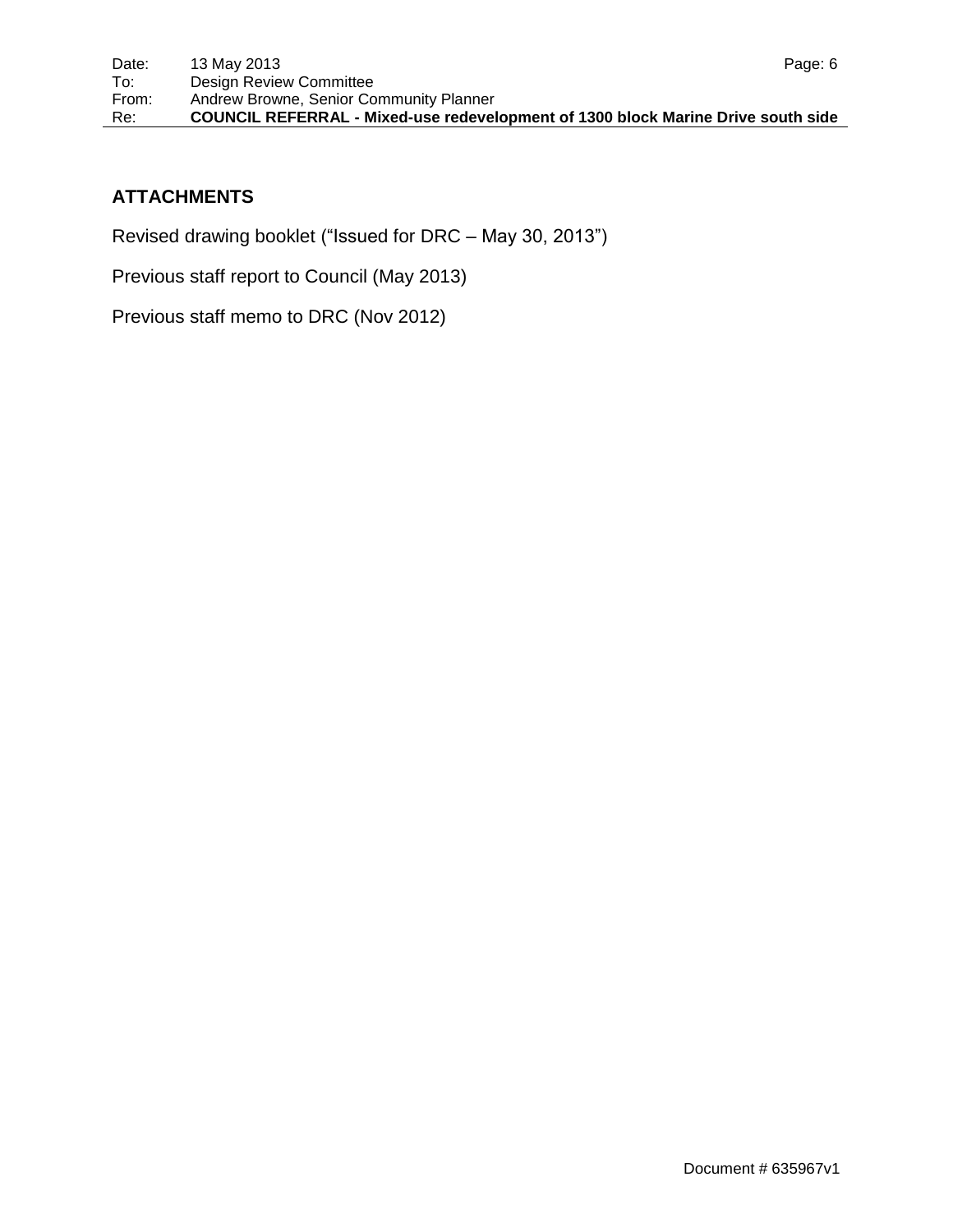## ATTACHMENTS

Revised drawing booklet (“Issued for DRC – May 30, 2013”)

Previous staff report to Council (May 2013)

Previous staff memo to DRC (Nov 2012)

Document # 635967v1